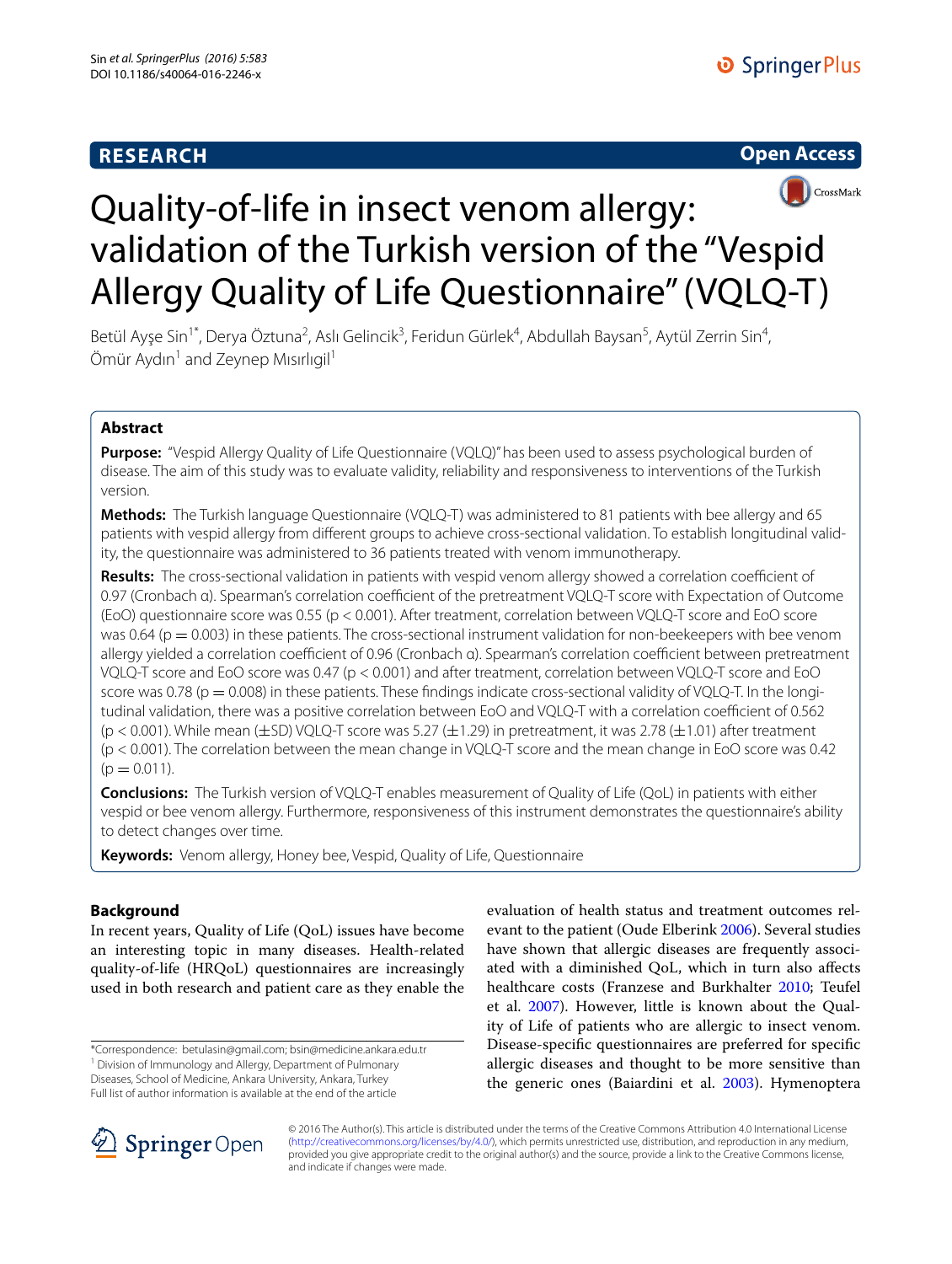RESEARCH

Open Access

# Quality-of-life in insect venom allergy: validation of the Turkish version of the "Vespid Allergy Quality of Life Questionnaire" (VQLQ-T)

Betül Ayşe Sin[1*], Derya Öztuna[2], Aslı Gelincik[3], Feridun Gürlek[4], Abdullah Baysan[5], Aytül Zerrin Sin[4], Ömür Aydın[1] and Zeynep Mısırlıgil[1]

## Abstract

**Purpose:** "Vespid Allergy Quality of Life Questionnaire (VQLQ)" has been used to assess psychological burden of disease. The aim of this study was to evaluate validity, reliability and responsiveness to interventions of the Turkish version.

**Methods:** The Turkish language Questionnaire (VQLQ-T) was administered to 81 patients with bee allergy and 65 patients with vespid allergy from different groups to achieve cross-sectional validation. To establish longitudinal validity, the questionnaire was administered to 36 patients treated with venom immunotherapy.

**Results:** The cross-sectional validation in patients with vespid venom allergy showed a correlation coefficient of 0.97 (Cronbach α). Spearman's correlation coefficient of the pretreatment VQLQ-T score with Expectation of Outcome (EoO) questionnaire score was 0.55 ($p < 0.001$). After treatment, correlation between VQLQ-T score and EoO score was 0.64 ($p = 0.003$) in these patients. The cross-sectional instrument validation for non-beekeepers with bee venom allergy yielded a correlation coefficient of 0.96 (Cronbach α). Spearman's correlation coefficient between pretreatment VQLQ-T score and EoO score was 0.47 ($p < 0.001$) and after treatment, correlation between VQLQ-T score and EoO score was 0.78 ($p = 0.008$) in these patients. These findings indicate cross-sectional validity of VQLQ-T. In the longitudinal validation, there was a positive correlation between EoO and VQLQ-T with a correlation coefficient of 0.562 ($p < 0.001$). While mean (±SD) VQLQ-T score was 5.27 (±1.29) in pretreatment, it was 2.78 (±1.01) after treatment ($p < 0.001$). The correlation between the mean change in VQLQ-T score and the mean change in EoO score was 0.42 ($p = 0.011$).

**Conclusions:** The Turkish version of VQLQ-T enables measurement of Quality of Life (QoL) in patients with either vespid or bee venom allergy. Furthermore, responsiveness of this instrument demonstrates the questionnaire's ability to detect changes over time.

**Keywords:** Venom allergy, Honey bee, Vespid, Quality of Life, Questionnaire

## Background

In recent years, Quality of Life (QoL) issues have become an interesting topic in many diseases. Health-related quality-of-life (HRQoL) questionnaires are increasingly used in both research and patient care as they enable the evaluation of health status and treatment outcomes relevant to the patient (Oude Elberink 2006). Several studies have shown that allergic diseases are frequently associated with a diminished QoL, which in turn also affects healthcare costs (Franzese and Burkhalter 2010; Teufel et al. 2007). However, little is known about the Quality of Life of patients who are allergic to insect venom. Disease-specific questionnaires are preferred for specific allergic diseases and thought to be more sensitive than the generic ones (Baiardini et al. 2003). Hymenoptera

*Correspondence: betulasin@gmail.com; bsin@medicine.ankara.edu.tr
[1] Division of Immunology and Allergy, Department of Pulmonary Diseases, School of Medicine, Ankara University, Ankara, Turkey
Full list of author information is available at the end of the article

© 2016 The Author(s). This article is distributed under the terms of the Creative Commons Attribution 4.0 International License (http://creativecommons.org/licenses/by/4.0/), which permits unrestricted use, distribution, and reproduction in any medium, provided you give appropriate credit to the original author(s) and the source, provide a link to the Creative Commons license, and indicate if changes were made.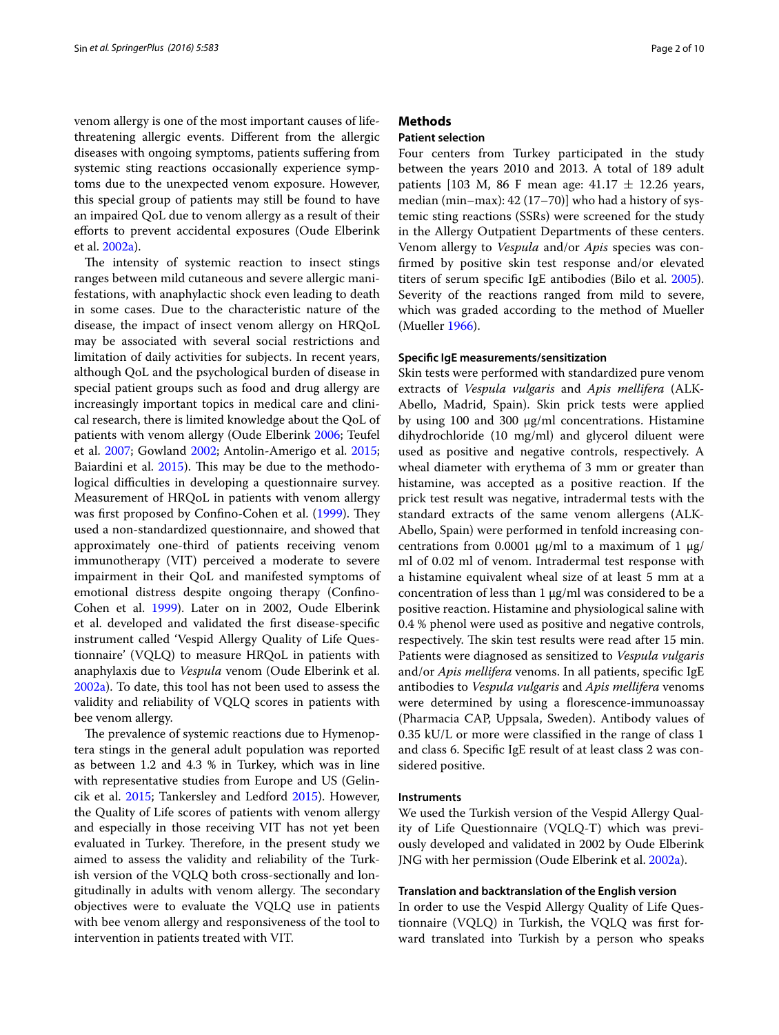venom allergy is one of the most important causes of life-threatening allergic events. Different from the allergic diseases with ongoing symptoms, patients suffering from systemic sting reactions occasionally experience symptoms due to the unexpected venom exposure. However, this special group of patients may still be found to have an impaired QoL due to venom allergy as a result of their efforts to prevent accidental exposures (Oude Elberink et al. 2002a).

The intensity of systemic reaction to insect stings ranges between mild cutaneous and severe allergic manifestations, with anaphylactic shock even leading to death in some cases. Due to the characteristic nature of the disease, the impact of insect venom allergy on HRQoL may be associated with several social restrictions and limitation of daily activities for subjects. In recent years, although QoL and the psychological burden of disease in special patient groups such as food and drug allergy are increasingly important topics in medical care and clinical research, there is limited knowledge about the QoL of patients with venom allergy (Oude Elberink 2006; Teufel et al. 2007; Gowland 2002; Antolin-Amerigo et al. 2015; Baiardini et al. 2015). This may be due to the methodological difficulties in developing a questionnaire survey. Measurement of HRQoL in patients with venom allergy was first proposed by Confino-Cohen et al. (1999). They used a non-standardized questionnaire, and showed that approximately one-third of patients receiving venom immunotherapy (VIT) perceived a moderate to severe impairment in their QoL and manifested symptoms of emotional distress despite ongoing therapy (Confino-Cohen et al. 1999). Later on in 2002, Oude Elberink et al. developed and validated the first disease-specific instrument called 'Vespid Allergy Quality of Life Questionnaire' (VQLQ) to measure HRQoL in patients with anaphylaxis due to *Vespula* venom (Oude Elberink et al. 2002a). To date, this tool has not been used to assess the validity and reliability of VQLQ scores in patients with bee venom allergy.

The prevalence of systemic reactions due to Hymenoptera stings in the general adult population was reported as between 1.2 and 4.3 % in Turkey, which was in line with representative studies from Europe and US (Gelincik et al. 2015; Tankersley and Ledford 2015). However, the Quality of Life scores of patients with venom allergy and especially in those receiving VIT has not yet been evaluated in Turkey. Therefore, in the present study we aimed to assess the validity and reliability of the Turkish version of the VQLQ both cross-sectionally and longitudinally in adults with venom allergy. The secondary objectives were to evaluate the VQLQ use in patients with bee venom allergy and responsiveness of the tool to intervention in patients treated with VIT.

## Methods

### Patient selection

Four centers from Turkey participated in the study between the years 2010 and 2013. A total of 189 adult patients [103 M, 86 F mean age: 41.17 ± 12.26 years, median (min–max): 42 (17–70)] who had a history of systemic sting reactions (SSRs) were screened for the study in the Allergy Outpatient Departments of these centers. Venom allergy to *Vespula* and/or *Apis* species was confirmed by positive skin test response and/or elevated titers of serum specific IgE antibodies (Bilo et al. 2005). Severity of the reactions ranged from mild to severe, which was graded according to the method of Mueller (Mueller 1966).

### Specific IgE measurements/sensitization

Skin tests were performed with standardized pure venom extracts of *Vespula vulgaris* and *Apis mellifera* (ALK-Abello, Madrid, Spain). Skin prick tests were applied by using 100 and 300 μg/ml concentrations. Histamine dihydrochloride (10 mg/ml) and glycerol diluent were used as positive and negative controls, respectively. A wheal diameter with erythema of 3 mm or greater than histamine, was accepted as a positive reaction. If the prick test result was negative, intradermal tests with the standard extracts of the same venom allergens (ALK-Abello, Spain) were performed in tenfold increasing concentrations from 0.0001 μg/ml to a maximum of 1 μg/ml of 0.02 ml of venom. Intradermal test response with a histamine equivalent wheal size of at least 5 mm at a concentration of less than 1 μg/ml was considered to be a positive reaction. Histamine and physiological saline with 0.4 % phenol were used as positive and negative controls, respectively. The skin test results were read after 15 min. Patients were diagnosed as sensitized to *Vespula vulgaris* and/or *Apis mellifera* venoms. In all patients, specific IgE antibodies to *Vespula vulgaris* and *Apis mellifera* venoms were determined by using a florescence-immunoassay (Pharmacia CAP, Uppsala, Sweden). Antibody values of 0.35 kU/L or more were classified in the range of class 1 and class 6. Specific IgE result of at least class 2 was considered positive.

### Instruments

We used the Turkish version of the Vespid Allergy Quality of Life Questionnaire (VQLQ-T) which was previously developed and validated in 2002 by Oude Elberink JNG with her permission (Oude Elberink et al. 2002a).

### Translation and backtranslation of the English version

In order to use the Vespid Allergy Quality of Life Questionnaire (VQLQ) in Turkish, the VQLQ was first forward translated into Turkish by a person who speaks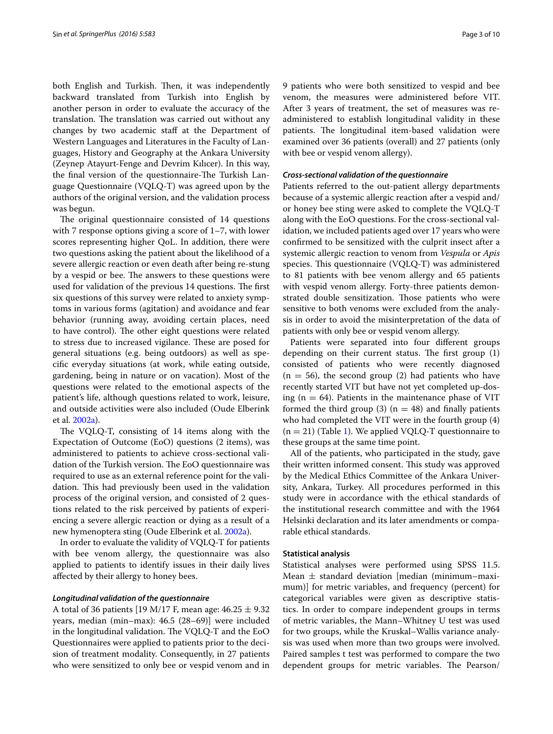both English and Turkish. Then, it was independently backward translated from Turkish into English by another person in order to evaluate the accuracy of the translation. The translation was carried out without any changes by two academic staff at the Department of Western Languages and Literatures in the Faculty of Languages, History and Geography at the Ankara University (Zeynep Atayurt-Fenge and Devrim Kılıcer). In this way, the final version of the questionnaire-The Turkish Language Questionnaire (VQLQ-T) was agreed upon by the authors of the original version, and the validation process was begun.

The original questionnaire consisted of 14 questions with 7 response options giving a score of 1–7, with lower scores representing higher QoL. In addition, there were two questions asking the patient about the likelihood of a severe allergic reaction or even death after being re-stung by a vespid or bee. The answers to these questions were used for validation of the previous 14 questions. The first six questions of this survey were related to anxiety symptoms in various forms (agitation) and avoidance and fear behavior (running away, avoiding certain places, need to have control). The other eight questions were related to stress due to increased vigilance. These are posed for general situations (e.g. being outdoors) as well as specific everyday situations (at work, while eating outside, gardening, being in nature or on vacation). Most of the questions were related to the emotional aspects of the patient's life, although questions related to work, leisure, and outside activities were also included (Oude Elberink et al. 2002a).

The VQLQ-T, consisting of 14 items along with the Expectation of Outcome (EoO) questions (2 items), was administered to patients to achieve cross-sectional validation of the Turkish version. The EoO questionnaire was required to use as an external reference point for the validation. This had previously been used in the validation process of the original version, and consisted of 2 questions related to the risk perceived by patients of experiencing a severe allergic reaction or dying as a result of a new hymenoptera sting (Oude Elberink et al. 2002a).

In order to evaluate the validity of VQLQ-T for patients with bee venom allergy, the questionnaire was also applied to patients to identify issues in their daily lives affected by their allergy to honey bees.

#### *Longitudinal validation of the questionnaire*

A total of 36 patients [19 M/17 F, mean age: 46.25 ± 9.32 years, median (min–max): 46.5 (28–69)] were included in the longitudinal validation. The VQLQ-T and the EoO Questionnaires were applied to patients prior to the decision of treatment modality. Consequently, in 27 patients who were sensitized to only bee or vespid venom and in 9 patients who were both sensitized to vespid and bee venom, the measures were administered before VIT. After 3 years of treatment, the set of measures was re-administered to establish longitudinal validity in these patients. The longitudinal item-based validation were examined over 36 patients (overall) and 27 patients (only with bee or vespid venom allergy).

#### *Cross-sectional validation of the questionnaire*

Patients referred to the out-patient allergy departments because of a systemic allergic reaction after a vespid and/or honey bee sting were asked to complete the VQLQ-T along with the EoO questions. For the cross-sectional validation, we included patients aged over 17 years who were confirmed to be sensitized with the culprit insect after a systemic allergic reaction to venom from *Vespula* or *Apis* species. This questionnaire (VQLQ-T) was administered to 81 patients with bee venom allergy and 65 patients with vespid venom allergy. Forty-three patients demonstrated double sensitization. Those patients who were sensitive to both venoms were excluded from the analysis in order to avoid the misinterpretation of the data of patients with only bee or vespid venom allergy.

Patients were separated into four different groups depending on their current status. The first group (1) consisted of patients who were recently diagnosed ($n = 56$), the second group (2) had patients who have recently started VIT but have not yet completed up-dosing ($n = 64$). Patients in the maintenance phase of VIT formed the third group (3) ($n = 48$) and finally patients who had completed the VIT were in the fourth group (4) ($n = 21$) (Table 1). We applied VQLQ-T questionnaire to these groups at the same time point.

All of the patients, who participated in the study, gave their written informed consent. This study was approved by the Medical Ethics Committee of the Ankara University, Ankara, Turkey. All procedures performed in this study were in accordance with the ethical standards of the institutional research committee and with the 1964 Helsinki declaration and its later amendments or comparable ethical standards.

### Statistical analysis

Statistical analyses were performed using SPSS 11.5. Mean ± standard deviation [median (minimum–maximum)] for metric variables, and frequency (percent) for categorical variables were given as descriptive statistics. In order to compare independent groups in terms of metric variables, the Mann–Whitney U test was used for two groups, while the Kruskal–Wallis variance analysis was used when more than two groups were involved. Paired samples t test was performed to compare the two dependent groups for metric variables. The Pearson/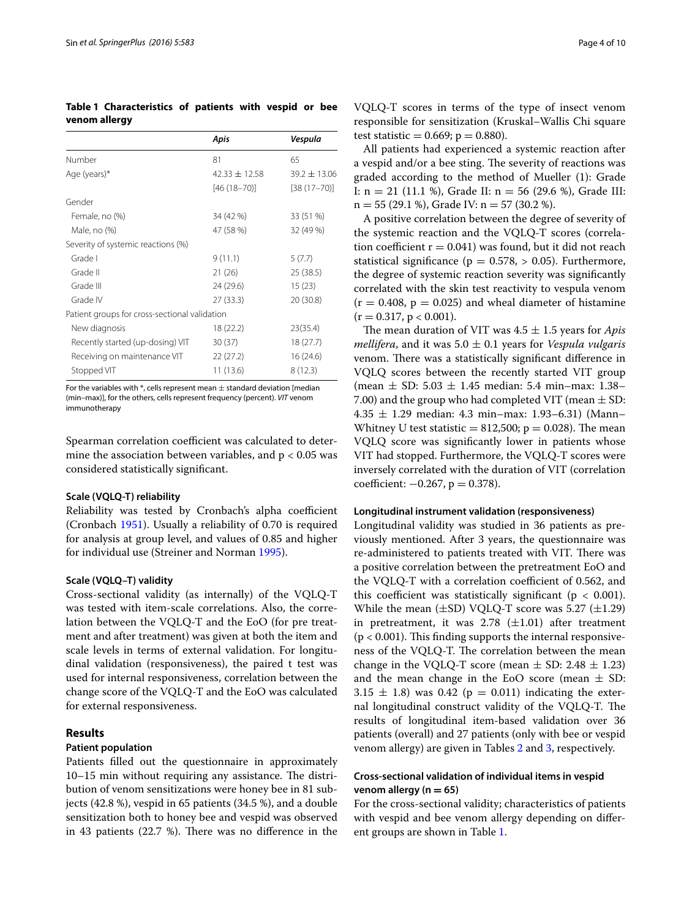**Table 1 Characteristics of patients with vespid or bee venom allergy**

| | *Apis* | *Vespula* |
|---|---|---|
| Number | 81 | 65 |
| Age (years)* | 42.33 ± 12.58 [46 (18–70)] | 39.2 ± 13.06 [38 (17–70)] |
| Gender | | |
| Female, no (%) | 34 (42 %) | 33 (51 %) |
| Male, no (%) | 47 (58 %) | 32 (49 %) |
| Severity of systemic reactions (%) | | |
| Grade I | 9 (11.1) | 5 (7.7) |
| Grade II | 21 (26) | 25 (38.5) |
| Grade III | 24 (29.6) | 15 (23) |
| Grade IV | 27 (33.3) | 20 (30.8) |
| Patient groups for cross-sectional validation | | |
| New diagnosis | 18 (22.2) | 23(35.4) |
| Recently started (up-dosing) VIT | 30 (37) | 18 (27.7) |
| Receiving on maintenance VIT | 22 (27.2) | 16 (24.6) |
| Stopped VIT | 11 (13.6) | 8 (12.3) |

For the variables with *, cells represent mean ± standard deviation [median (min–max)], for the others, cells represent frequency (percent). *VIT* venom immunotherapy

Spearman correlation coefficient was calculated to determine the association between variables, and $p < 0.05$ was considered statistically significant.

#### Scale (VQLQ-T) reliability

Reliability was tested by Cronbach's alpha coefficient (Cronbach 1951). Usually a reliability of 0.70 is required for analysis at group level, and values of 0.85 and higher for individual use (Streiner and Norman 1995).

#### Scale (VQLQ–T) validity

Cross-sectional validity (as internally) of the VQLQ-T was tested with item-scale correlations. Also, the correlation between the VQLQ-T and the EoO (for pre treatment and after treatment) was given at both the item and scale levels in terms of external validation. For longitudinal validation (responsiveness), the paired t test was used for internal responsiveness, correlation between the change score of the VQLQ-T and the EoO was calculated for external responsiveness.

## Results

#### Patient population

Patients filled out the questionnaire in approximately 10–15 min without requiring any assistance. The distribution of venom sensitizations were honey bee in 81 subjects (42.8 %), vespid in 65 patients (34.5 %), and a double sensitization both to honey bee and vespid was observed in 43 patients (22.7 %). There was no difference in the VQLQ-T scores in terms of the type of insect venom responsible for sensitization (Kruskal–Wallis Chi square test statistic = 0.669; $p = 0.880$).

All patients had experienced a systemic reaction after a vespid and/or a bee sting. The severity of reactions was graded according to the method of Mueller (1): Grade I: n = 21 (11.1 %), Grade II: n = 56 (29.6 %), Grade III: n = 55 (29.1 %), Grade IV: n = 57 (30.2 %).

A positive correlation between the degree of severity of the systemic reaction and the VQLQ-T scores (correlation coefficient $r = 0.041$) was found, but it did not reach statistical significance ($p = 0.578$, > 0.05). Furthermore, the degree of systemic reaction severity was significantly correlated with the skin test reactivity to vespula venom ($r = 0.408$, $p = 0.025$) and wheal diameter of histamine ($r = 0.317$, $p < 0.001$).

The mean duration of VIT was 4.5 ± 1.5 years for *Apis mellifera*, and it was 5.0 ± 0.1 years for *Vespula vulgaris* venom. There was a statistically significant difference in VQLQ scores between the recently started VIT group (mean ± SD: 5.03 ± 1.45 median: 5.4 min–max: 1.38–7.00) and the group who had completed VIT (mean ± SD: 4.35 ± 1.29 median: 4.3 min–max: 1.93–6.31) (Mann–Whitney U test statistic = 812,500; $p = 0.028$). The mean VQLQ score was significantly lower in patients whose VIT had stopped. Furthermore, the VQLQ-T scores were inversely correlated with the duration of VIT (correlation coefficient: −0.267, $p = 0.378$).

#### Longitudinal instrument validation (responsiveness)

Longitudinal validity was studied in 36 patients as previously mentioned. After 3 years, the questionnaire was re-administered to patients treated with VIT. There was a positive correlation between the pretreatment EoO and the VQLQ-T with a correlation coefficient of 0.562, and this coefficient was statistically significant ($p < 0.001$). While the mean (±SD) VQLQ-T score was 5.27 (±1.29) in pretreatment, it was 2.78 (±1.01) after treatment ($p < 0.001$). This finding supports the internal responsiveness of the VQLQ-T. The correlation between the mean change in the VQLQ-T score (mean ± SD: 2.48 ± 1.23) and the mean change in the EoO score (mean ± SD: 3.15 ± 1.8) was 0.42 ($p = 0.011$) indicating the external longitudinal construct validity of the VQLQ-T. The results of longitudinal item-based validation over 36 patients (overall) and 27 patients (only with bee or vespid venom allergy) are given in Tables 2 and 3, respectively.

#### Cross-sectional validation of individual items in vespid venom allergy (n = 65)

For the cross-sectional validity; characteristics of patients with vespid and bee venom allergy depending on different groups are shown in Table 1.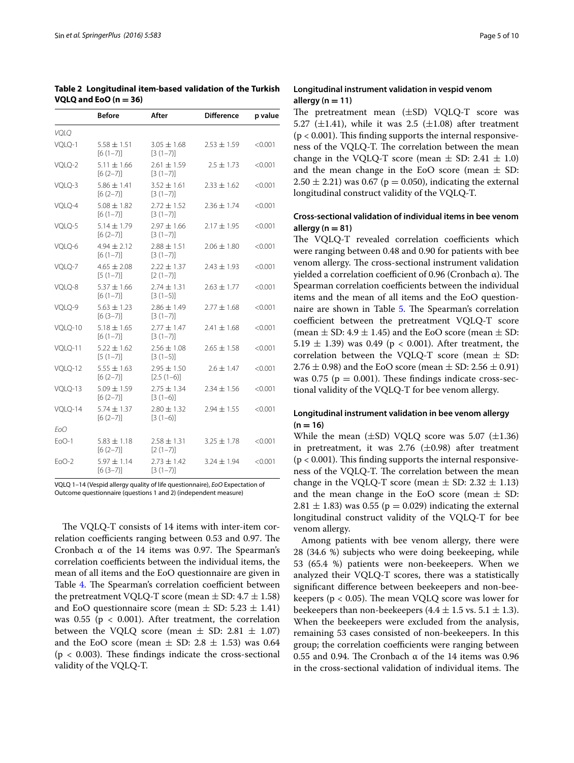**Table 2 Longitudinal item-based validation of the Turkish VQLQ and EoO (n = 36)**

| | Before | After | Difference | p value |
|---|---|---|---|---|
| *VQLQ* | | | | |
| VQLQ-1 | 5.58 ± 1.51 [6 (1–7)] | 3.05 ± 1.68 [3 (1–7)] | 2.53 ± 1.59 | <0.001 |
| VQLQ-2 | 5.11 ± 1.66 [6 (2–7)] | 2.61 ± 1.59 [3 (1–7)] | 2.5 ± 1.73 | <0.001 |
| VQLQ-3 | 5.86 ± 1.41 [6 (2–7)] | 3.52 ± 1.61 [3 (1–7)] | 2.33 ± 1.62 | <0.001 |
| VQLQ-4 | 5.08 ± 1.82 [6 (1–7)] | 2.72 ± 1.52 [3 (1–7)] | 2.36 ± 1.74 | <0.001 |
| VQLQ-5 | 5.14 ± 1.79 [6 (2–7)] | 2.97 ± 1.66 [3 (1–7)] | 2.17 ± 1.95 | <0.001 |
| VQLQ-6 | 4.94 ± 2.12 [6 (1–7)] | 2.88 ± 1.51 [3 (1–7)] | 2.06 ± 1.80 | <0.001 |
| VQLQ-7 | 4.65 ± 2.08 [5 (1–7)] | 2.22 ± 1.37 [2 (1–7)] | 2.43 ± 1.93 | <0.001 |
| VQLQ-8 | 5.37 ± 1.66 [6 (1–7)] | 2.74 ± 1.31 [3 (1–5)] | 2.63 ± 1.77 | <0.001 |
| VQLQ-9 | 5.63 ± 1.23 [6 (3–7)] | 2.86 ± 1.49 [3 (1–7)] | 2.77 ± 1.68 | <0.001 |
| VQLQ-10 | 5.18 ± 1.65 [6 (1–7)] | 2.77 ± 1.47 [3 (1–7)] | 2.41 ± 1.68 | <0.001 |
| VQLQ-11 | 5.22 ± 1.62 [5 (1–7)] | 2.56 ± 1.08 [3 (1–5)] | 2.65 ± 1.58 | <0.001 |
| VQLQ-12 | 5.55 ± 1.63 [6 (2–7)] | 2.95 ± 1.50 [2.5 (1–6)] | 2.6 ± 1.47 | <0.001 |
| VQLQ-13 | 5.09 ± 1.59 [6 (2–7)] | 2.75 ± 1.34 [3 (1–6)] | 2.34 ± 1.56 | <0.001 |
| VQLQ-14 | 5.74 ± 1.37 [6 (2–7)] | 2.80 ± 1.32 [3 (1–6)] | 2.94 ± 1.55 | <0.001 |
| *EoO* | | | | |
| EoO-1 | 5.83 ± 1.18 [6 (2–7)] | 2.58 ± 1.31 [2 (1–7)] | 3.25 ± 1.78 | <0.001 |
| EoO-2 | 5.97 ± 1.14 [6 (3–7)] | 2.73 ± 1.42 [3 (1–7)] | 3.24 ± 1.94 | <0.001 |

VQLQ 1–14 (Vespid allergy quality of life questionnaire), *EoO* Expectation of Outcome questionnaire (questions 1 and 2) (independent measure)

The VQLQ-T consists of 14 items with inter-item correlation coefficients ranging between 0.53 and 0.97. The Cronbach α of the 14 items was 0.97. The Spearman's correlation coefficients between the individual items, the mean of all items and the EoO questionnaire are given in Table 4. The Spearman's correlation coefficient between the pretreatment VQLQ-T score (mean ± SD: 4.7 ± 1.58) and EoO questionnaire score (mean ± SD: 5.23 ± 1.41) was 0.55 ($p < 0.001$). After treatment, the correlation between the VQLQ score (mean ± SD: 2.81 ± 1.07) and the EoO score (mean ± SD: 2.8 ± 1.53) was 0.64 ($p < 0.003$). These findings indicate the cross-sectional validity of the VQLQ-T.

### Longitudinal instrument validation in vespid venom allergy (n = 11)

The pretreatment mean (±SD) VQLQ-T score was 5.27 (±1.41), while it was 2.5 (±1.08) after treatment ($p < 0.001$). This finding supports the internal responsiveness of the VQLQ-T. The correlation between the mean change in the VQLQ-T score (mean ± SD: 2.41 ± 1.0) and the mean change in the EoO score (mean ± SD: 2.50 ± 2.21) was 0.67 ($p = 0.050$), indicating the external longitudinal construct validity of the VQLQ-T.

### Cross-sectional validation of individual items in bee venom allergy (n = 81)

The VQLQ-T revealed correlation coefficients which were ranging between 0.48 and 0.90 for patients with bee venom allergy. The cross-sectional instrument validation yielded a correlation coefficient of 0.96 (Cronbach α). The Spearman correlation coefficients between the individual items and the mean of all items and the EoO questionnaire are shown in Table 5. The Spearman's correlation coefficient between the pretreatment VQLQ-T score (mean ± SD: 4.9 ± 1.45) and the EoO score (mean ± SD: 5.19 ± 1.39) was 0.49 ($p < 0.001$). After treatment, the correlation between the VQLQ-T score (mean ± SD: 2.76 ± 0.98) and the EoO score (mean ± SD: 2.56 ± 0.91) was 0.75 ($p = 0.001$). These findings indicate cross-sectional validity of the VQLQ-T for bee venom allergy.

### Longitudinal instrument validation in bee venom allergy (n = 16)

While the mean (±SD) VQLQ score was 5.07 (±1.36) in pretreatment, it was 2.76 (±0.98) after treatment ($p < 0.001$). This finding supports the internal responsiveness of the VQLQ-T. The correlation between the mean change in the VQLQ-T score (mean ± SD: 2.32 ± 1.13) and the mean change in the EoO score (mean ± SD: 2.81 ± 1.83) was 0.55 ($p = 0.029$) indicating the external longitudinal construct validity of the VQLQ-T for bee venom allergy.

Among patients with bee venom allergy, there were 28 (34.6 %) subjects who were doing beekeeping, while 53 (65.4 %) patients were non-beekeepers. When we analyzed their VQLQ-T scores, there was a statistically significant difference between beekeepers and non-beekeepers ($p < 0.05$). The mean VQLQ score was lower for beekeepers than non-beekeepers (4.4 ± 1.5 vs. 5.1 ± 1.3). When the beekeepers were excluded from the analysis, remaining 53 cases consisted of non-beekeepers. In this group; the correlation coefficients were ranging between 0.55 and 0.94. The Cronbach α of the 14 items was 0.96 in the cross-sectional validation of individual items. The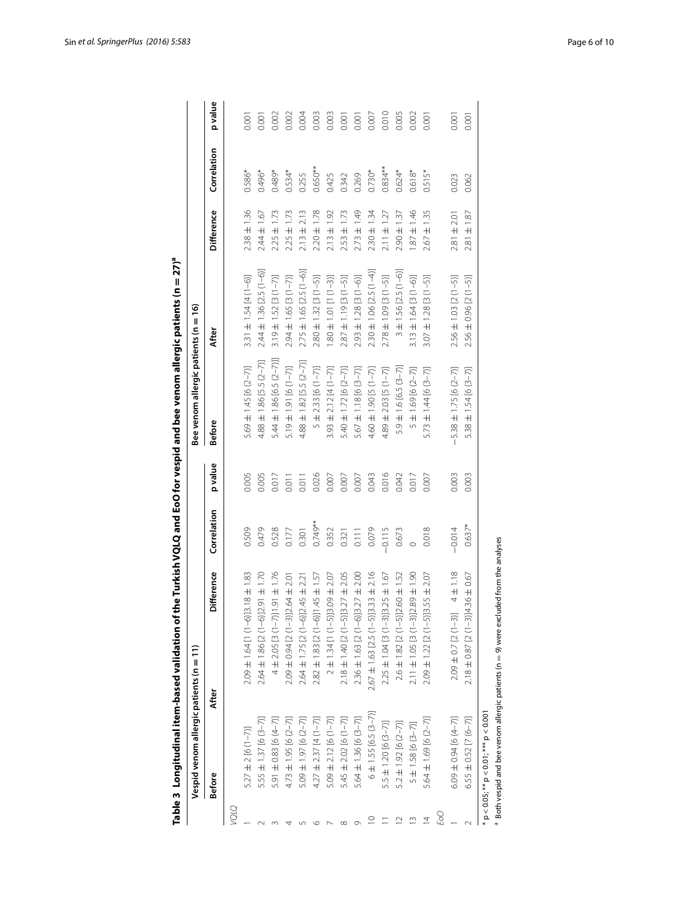**Table 3 Longitudinal item-based validation of the Turkish VQLQ and EoO for vespid and bee venom allergic patients (n = 27)[a]**

| | Vespid venom allergic patients (n = 11) | | | | | Bee venom allergic patients (n = 16) | | | | |
|---|---|---|---|---|---|---|---|---|---|---|
| | Before | After | Difference | Correlation | p value | Before | After | Difference | Correlation | p value |
| *VQLQ* | | | | | | | | | | |
| 1 | 5.27 ± 2 [6 (1–7)] | 2.09 ± 1.64 [1 (1–6)] | 3.18 ± 1.83 | 0.509 | 0.005 | 5.69 ± 1.45 [6 (2–7)] | 3.31 ± 1.54 [4 (1–6)] | 2.38 ± 1.36 | 0.586* | 0.001 |
| 2 | 5.55 ± 1.37 [6 (3–7)] | 2.64 ± 1.86 [2 (1–6)] | 2.91 ± 1.70 | 0.479 | 0.005 | 4.88 ± 1.86 [5.5 (2–7)] | 2.44 ± 1.36 [2.5 (1–6)] | 2.44 ± 1.67 | 0.496* | 0.001 |
| 3 | 5.91 ± 0.83 [6 (4–7)] | 4 ± 2.05 [3 (1–7)] | 1.91 ± 1.76 | 0.528 | 0.017 | 5.44 ± 1.86 [6.5 (2–7)]] | 3.19 ± 1.52 [3 (1–7)] | 2.25 ± 1.73 | 0.489* | 0.002 |
| 4 | 4.73 ± 1.95 [6 (2–7)] | 2.09 ± 0.94 [2 (1–3)] | 2.64 ± 2.01 | 0.177 | 0.011 | 5.19 ± 1.91 [6 (1–7)] | 2.94 ± 1.65 [3 (1–7)] | 2.25 ± 1.73 | 0.534* | 0.002 |
| 5 | 5.09 ± 1.97 [6 (2–7)] | 2.64 ± 1.75 [2 (1–6)] | 2.45 ± 2.21 | 0.301 | 0.011 | 4.88 ± 1.82 [5.5 (2–7)] | 2.75 ± 1.65 [2.5 (1–6)] | 2.13 ± 2.13 | 0.255 | 0.004 |
| 6 | 4.27 ± 2.37 [4 (1–7)] | 2.82 ± 1.83 [2 (1–6)] | 1.45 ± 1.57 | 0.749** | 0.026 | 5 ± 2.33 [6 (1–7)] | 2.80 ± 1.32 [3 (1–5)] | 2.20 ± 1.78 | 0.650** | 0.003 |
| 7 | 5.09 ± 2.12 [6 (1–7)] | 2 ± 1.34 [1 (1–5)] | 3.09 ± 2.07 | 0.352 | 0.007 | 3.93 ± 2.12 [4 (1–7)] | 1.80 ± 1.01 [1 (1–3)] | 2.13 ± 1.92 | 0.425 | 0.003 |
| 8 | 5.45 ± 2.02 [6 (1–7)] | 2.18 ± 1.40 [2 (1–5)] | 3.27 ± 2.05 | 0.321 | 0.007 | 5.40 ± 1.72 [6 (2–7)] | 2.87 ± 1.19 [3 (1–5)] | 2.53 ± 1.73 | 0.342 | 0.001 |
| 9 | 5.64 ± 1.36 [6 (3–7)] | 2.36 ± 1.63 [2 (1–6)] | 3.27 ± 2.00 | 0.111 | 0.007 | 5.67 ± 1.18 [6 (3–7)] | 2.93 ± 1.28 [3 (1–6)] | 2.73 ± 1.49 | 0.269 | 0.001 |
| 10 | 6 ± 1.55 [6.5 (3–7)] | 2.67 ± 1.63 [2.5 (1–5)] | 3.33 ± 2.16 | 0.079 | 0.043 | 4.60 ± 1.90 [5 (1–7)] | 2.30 ± 1.06 [2.5 (1–4)] | 2.30 ± 1.34 | 0.730* | 0.007 |
| 11 | 5.5 ± 1.20 [6 (3–7)] | 2.25 ± 1.04 [3 (1–3)] | 3.25 ± 1.67 | −0.115 | 0.016 | 4.89 ± 2.03 [5 (1–7)] | 2.78 ± 1.09 [3 (1–5)] | 2.11 ± 1.27 | 0.834** | 0.010 |
| 12 | 5.2 ± 1.92 [6 (2–7)] | 2.6 ± 1.82 [2 (1–5)] | 2.60 ± 1.52 | 0.673 | 0.042 | 5.9 ± 1.6 [6.5 (3–7)] | 3 ± 1.56 [2.5 (1–6)] | 2.90 ± 1.37 | 0.624* | 0.005 |
| 13 | 5 ± 1.58 [6 (3–7)] | 2.11 ± 1.05 [3 (1–3)] | 2.89 ± 1.90 | 0 | 0.017 | 5 ± 1.69 [6 (2–7)] | 3.13 ± 1.64 [3 (1–6)] | 1.87 ± 1.46 | 0.618* | 0.002 |
| 14 | 5.64 ± 1.69 [6 (2–7)] | 2.09 ± 1.22 [2 (1–5)] | 3.55 ± 2.07 | 0.018 | 0.007 | 5.73 ± 1.44 [6 (3–7)] | 3.07 ± 1.28 [3 (1–5)] | 2.67 ± 1.35 | 0.515* | 0.001 |
| *EoO* | | | | | | | | | | |
| 1 | 6.09 ± 0.94 [6 (4–7)] | 2.09 ± 0.7 [2 (1–3)] | 4 ± 1.18 | −0.014 | 0.003 | −5.38 ± 1.75 [6 (2–7)] | 2.56 ± 1.03 [2 (1–5)] | 2.81 ± 2.01 | 0.023 | 0.001 |
| 2 | 6.55 ± 0.52 [7 (6–7)] | 2.18 ± 0.87 [2 (1–3)] | 4.36 ± 0.67 | 0.637* | 0.003 | 5.38 ± 1.54 [6 (3–7)] | 2.56 ± 0.96 [2 (1–5)] | 2.81 ± 1.87 | 0.062 | 0.001 |

* p < 0.05; ** p < 0.01; *** p < 0.001

[a] Both vespid and bee venom allergic patients (n = 9) were excluded from the analyses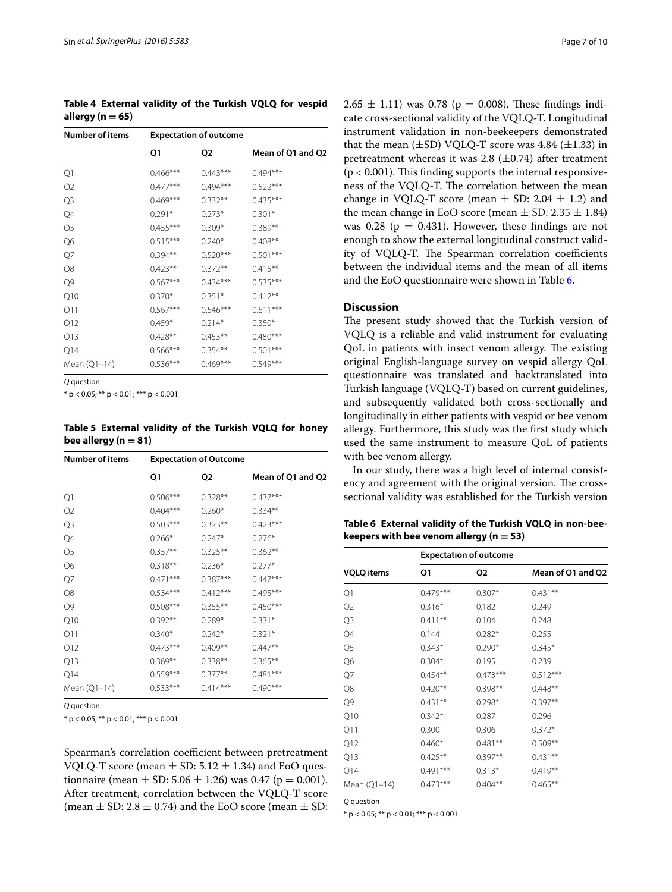**Table 4 External validity of the Turkish VQLQ for vespid allergy (n = 65)**

| Number of items | Expectation of outcome | | |
|---|---|---|---|
| | Q1 | Q2 | Mean of Q1 and Q2 |
| Q1 | 0.466*** | 0.443*** | 0.494*** |
| Q2 | 0.477*** | 0.494*** | 0.522*** |
| Q3 | 0.469*** | 0.332** | 0.435*** |
| Q4 | 0.291* | 0.273* | 0.301* |
| Q5 | 0.455*** | 0.309* | 0.389** |
| Q6 | 0.515*** | 0.240* | 0.408** |
| Q7 | 0.394** | 0.520*** | 0.501*** |
| Q8 | 0.423** | 0.372** | 0.415** |
| Q9 | 0.567*** | 0.434*** | 0.535*** |
| Q10 | 0.370* | 0.351* | 0.412** |
| Q11 | 0.567*** | 0.546*** | 0.611*** |
| Q12 | 0.459* | 0.214* | 0.350* |
| Q13 | 0.428** | 0.453** | 0.480*** |
| Q14 | 0.566*** | 0.354** | 0.501*** |
| Mean (Q1–14) | 0.536*** | 0.469*** | 0.549*** |

*Q* question

* p < 0.05; ** p < 0.01; *** p < 0.001

**Table 5 External validity of the Turkish VQLQ for honey bee allergy (n = 81)**

| Number of items | Expectation of Outcome | | |
|---|---|---|---|
| | Q1 | Q2 | Mean of Q1 and Q2 |
| Q1 | 0.506*** | 0.328** | 0.437*** |
| Q2 | 0.404*** | 0.260* | 0.334** |
| Q3 | 0.503*** | 0.323** | 0.423*** |
| Q4 | 0.266* | 0.247* | 0.276* |
| Q5 | 0.357** | 0.325** | 0.362** |
| Q6 | 0.318** | 0.236* | 0.277* |
| Q7 | 0.471*** | 0.387*** | 0.447*** |
| Q8 | 0.534*** | 0.412*** | 0.495*** |
| Q9 | 0.508*** | 0.355** | 0.450*** |
| Q10 | 0.392** | 0.289* | 0.331* |
| Q11 | 0.340* | 0.242* | 0.321* |
| Q12 | 0.473*** | 0.409** | 0.447** |
| Q13 | 0.369** | 0.338** | 0.365** |
| Q14 | 0.559*** | 0.377** | 0.481*** |
| Mean (Q1–14) | 0.533*** | 0.414*** | 0.490*** |

*Q* question

* p < 0.05; ** p < 0.01; *** p < 0.001

Spearman's correlation coefficient between pretreatment VQLQ-T score (mean ± SD: 5.12 ± 1.34) and EoO questionnaire (mean ± SD: 5.06 ± 1.26) was 0.47 ($p = 0.001$). After treatment, correlation between the VQLQ-T score (mean ± SD: 2.8 ± 0.74) and the EoO score (mean ± SD: 2.65 ± 1.11) was 0.78 ($p = 0.008$). These findings indicate cross-sectional validity of the VQLQ-T. Longitudinal instrument validation in non-beekeepers demonstrated that the mean (±SD) VQLQ-T score was 4.84 (±1.33) in pretreatment whereas it was 2.8 (±0.74) after treatment ($p < 0.001$). This finding supports the internal responsiveness of the VQLQ-T. The correlation between the mean change in VQLQ-T score (mean ± SD: 2.04 ± 1.2) and the mean change in EoO score (mean ± SD: 2.35 ± 1.84) was 0.28 ($p = 0.431$). However, these findings are not enough to show the external longitudinal construct validity of VQLQ-T. The Spearman correlation coefficients between the individual items and the mean of all items and the EoO questionnaire were shown in Table 6.

## Discussion

The present study showed that the Turkish version of VQLQ is a reliable and valid instrument for evaluating QoL in patients with insect venom allergy. The existing original English-language survey on vespid allergy QoL questionnaire was translated and backtranslated into Turkish language (VQLQ-T) based on current guidelines, and subsequently validated both cross-sectionally and longitudinally in either patients with vespid or bee venom allergy. Furthermore, this study was the first study which used the same instrument to measure QoL of patients with bee venom allergy.

In our study, there was a high level of internal consistency and agreement with the original version. The cross-sectional validity was established for the Turkish version

**Table 6 External validity of the Turkish VQLQ in non-beekeepers with bee venom allergy (n = 53)**

| VQLQ items | Expectation of outcome | | |
|---|---|---|---|
| | Q1 | Q2 | Mean of Q1 and Q2 |
| Q1 | 0.479*** | 0.307* | 0.431** |
| Q2 | 0.316* | 0.182 | 0.249 |
| Q3 | 0.411** | 0.104 | 0.248 |
| Q4 | 0.144 | 0.282* | 0.255 |
| Q5 | 0.343* | 0.290* | 0.345* |
| Q6 | 0.304* | 0.195 | 0.239 |
| Q7 | 0.454** | 0.473*** | 0.512*** |
| Q8 | 0.420** | 0.398** | 0.448** |
| Q9 | 0.431** | 0.298* | 0.397** |
| Q10 | 0.342* | 0.287 | 0.296 |
| Q11 | 0.300 | 0.306 | 0.372* |
| Q12 | 0.460* | 0.481** | 0.509** |
| Q13 | 0.425** | 0.397** | 0.431** |
| Q14 | 0.491*** | 0.313* | 0.419** |
| Mean (Q1–14) | 0.473*** | 0.404** | 0.465** |

*Q* question

* p < 0.05; ** p < 0.01; *** p < 0.001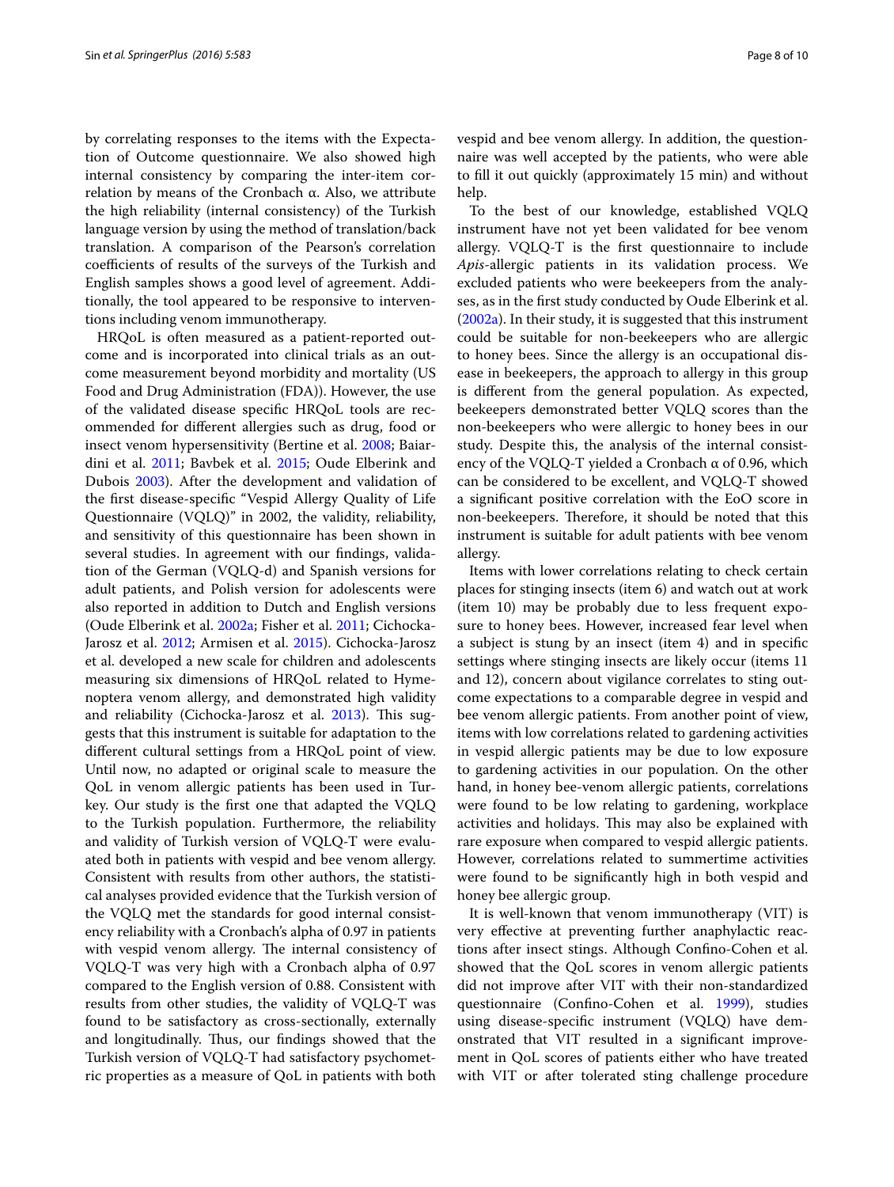by correlating responses to the items with the Expectation of Outcome questionnaire. We also showed high internal consistency by comparing the inter-item correlation by means of the Cronbach α. Also, we attribute the high reliability (internal consistency) of the Turkish language version by using the method of translation/back translation. A comparison of the Pearson's correlation coefficients of results of the surveys of the Turkish and English samples shows a good level of agreement. Additionally, the tool appeared to be responsive to interventions including venom immunotherapy.

HRQoL is often measured as a patient-reported outcome and is incorporated into clinical trials as an outcome measurement beyond morbidity and mortality (US Food and Drug Administration (FDA)). However, the use of the validated disease specific HRQoL tools are recommended for different allergies such as drug, food or insect venom hypersensitivity (Bertine et al. 2008; Baiardini et al. 2011; Bavbek et al. 2015; Oude Elberink and Dubois 2003). After the development and validation of the first disease-specific "Vespid Allergy Quality of Life Questionnaire (VQLQ)" in 2002, the validity, reliability, and sensitivity of this questionnaire has been shown in several studies. In agreement with our findings, validation of the German (VQLQ-d) and Spanish versions for adult patients, and Polish version for adolescents were also reported in addition to Dutch and English versions (Oude Elberink et al. 2002a; Fisher et al. 2011; Cichocka-Jarosz et al. 2012; Armisen et al. 2015). Cichocka-Jarosz et al. developed a new scale for children and adolescents measuring six dimensions of HRQoL related to Hymenoptera venom allergy, and demonstrated high validity and reliability (Cichocka-Jarosz et al. 2013). This suggests that this instrument is suitable for adaptation to the different cultural settings from a HRQoL point of view. Until now, no adapted or original scale to measure the QoL in venom allergic patients has been used in Turkey. Our study is the first one that adapted the VQLQ to the Turkish population. Furthermore, the reliability and validity of Turkish version of VQLQ-T were evaluated both in patients with vespid and bee venom allergy. Consistent with results from other authors, the statistical analyses provided evidence that the Turkish version of the VQLQ met the standards for good internal consistency reliability with a Cronbach's alpha of 0.97 in patients with vespid venom allergy. The internal consistency of VQLQ-T was very high with a Cronbach alpha of 0.97 compared to the English version of 0.88. Consistent with results from other studies, the validity of VQLQ-T was found to be satisfactory as cross-sectionally, externally and longitudinally. Thus, our findings showed that the Turkish version of VQLQ-T had satisfactory psychometric properties as a measure of QoL in patients with both vespid and bee venom allergy. In addition, the questionnaire was well accepted by the patients, who were able to fill it out quickly (approximately 15 min) and without help.

To the best of our knowledge, established VQLQ instrument have not yet been validated for bee venom allergy. VQLQ-T is the first questionnaire to include *Apis*-allergic patients in its validation process. We excluded patients who were beekeepers from the analyses, as in the first study conducted by Oude Elberink et al. (2002a). In their study, it is suggested that this instrument could be suitable for non-beekeepers who are allergic to honey bees. Since the allergy is an occupational disease in beekeepers, the approach to allergy in this group is different from the general population. As expected, beekeepers demonstrated better VQLQ scores than the non-beekeepers who were allergic to honey bees in our study. Despite this, the analysis of the internal consistency of the VQLQ-T yielded a Cronbach α of 0.96, which can be considered to be excellent, and VQLQ-T showed a significant positive correlation with the EoO score in non-beekeepers. Therefore, it should be noted that this instrument is suitable for adult patients with bee venom allergy.

Items with lower correlations relating to check certain places for stinging insects (item 6) and watch out at work (item 10) may be probably due to less frequent exposure to honey bees. However, increased fear level when a subject is stung by an insect (item 4) and in specific settings where stinging insects are likely occur (items 11 and 12), concern about vigilance correlates to sting outcome expectations to a comparable degree in vespid and bee venom allergic patients. From another point of view, items with low correlations related to gardening activities in vespid allergic patients may be due to low exposure to gardening activities in our population. On the other hand, in honey bee-venom allergic patients, correlations were found to be low relating to gardening, workplace activities and holidays. This may also be explained with rare exposure when compared to vespid allergic patients. However, correlations related to summertime activities were found to be significantly high in both vespid and honey bee allergic group.

It is well-known that venom immunotherapy (VIT) is very effective at preventing further anaphylactic reactions after insect stings. Although Confino-Cohen et al. showed that the QoL scores in venom allergic patients did not improve after VIT with their non-standardized questionnaire (Confino-Cohen et al. 1999), studies using disease-specific instrument (VQLQ) have demonstrated that VIT resulted in a significant improvement in QoL scores of patients either who have treated with VIT or after tolerated sting challenge procedure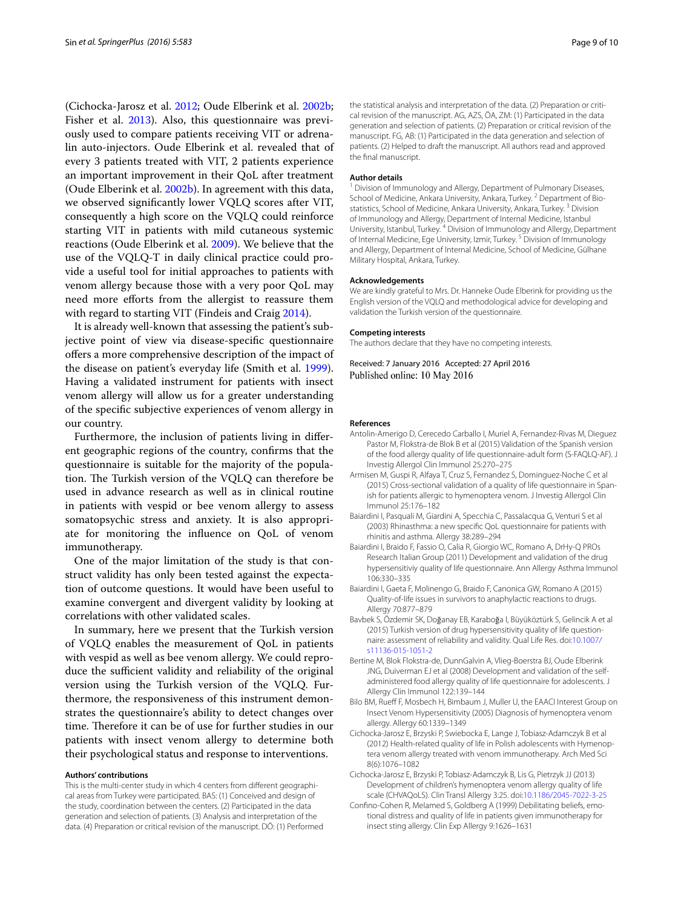(Cichocka-Jarosz et al. 2012; Oude Elberink et al. 2002b; Fisher et al. 2013). Also, this questionnaire was previously used to compare patients receiving VIT or adrenalin auto-injectors. Oude Elberink et al. revealed that of every 3 patients treated with VIT, 2 patients experience an important improvement in their QoL after treatment (Oude Elberink et al. 2002b). In agreement with this data, we observed significantly lower VQLQ scores after VIT, consequently a high score on the VQLQ could reinforce starting VIT in patients with mild cutaneous systemic reactions (Oude Elberink et al. 2009). We believe that the use of the VQLQ-T in daily clinical practice could provide a useful tool for initial approaches to patients with venom allergy because those with a very poor QoL may need more efforts from the allergist to reassure them with regard to starting VIT (Findeis and Craig 2014).

It is already well-known that assessing the patient's subjective point of view via disease-specific questionnaire offers a more comprehensive description of the impact of the disease on patient's everyday life (Smith et al. 1999). Having a validated instrument for patients with insect venom allergy will allow us for a greater understanding of the specific subjective experiences of venom allergy in our country.

Furthermore, the inclusion of patients living in different geographic regions of the country, confirms that the questionnaire is suitable for the majority of the population. The Turkish version of the VQLQ can therefore be used in advance research as well as in clinical routine in patients with vespid or bee venom allergy to assess somatopsychic stress and anxiety. It is also appropriate for monitoring the influence on QoL of venom immunotherapy.

One of the major limitation of the study is that construct validity has only been tested against the expectation of outcome questions. It would have been useful to examine convergent and divergent validity by looking at correlations with other validated scales.

In summary, here we present that the Turkish version of VQLQ enables the measurement of QoL in patients with vespid as well as bee venom allergy. We could reproduce the sufficient validity and reliability of the original version using the Turkish version of the VQLQ. Furthermore, the responsiveness of this instrument demonstrates the questionnaire's ability to detect changes over time. Therefore it can be of use for further studies in our patients with insect venom allergy to determine both their psychological status and response to interventions.

#### Authors' contributions

This is the multi-center study in which 4 centers from different geographical areas from Turkey were participated. BAS: (1) Conceived and design of the study, coordination between the centers. (2) Participated in the data generation and selection of patients. (3) Analysis and interpretation of the data. (4) Preparation or critical revision of the manuscript. DÖ: (1) Performed the statistical analysis and interpretation of the data. (2) Preparation or critical revision of the manuscript. AG, AZS, ÖA, ZM: (1) Participated in the data generation and selection of patients. (2) Preparation or critical revision of the manuscript. FG, AB: (1) Participated in the data generation and selection of patients. (2) Helped to draft the manuscript. All authors read and approved the final manuscript.

#### Author details

[1] Division of Immunology and Allergy, Department of Pulmonary Diseases, School of Medicine, Ankara University, Ankara, Turkey. [2] Department of Biostatistics, School of Medicine, Ankara University, Ankara, Turkey. [3] Division of Immunology and Allergy, Department of Internal Medicine, Istanbul University, Istanbul, Turkey. [4] Division of Immunology and Allergy, Department of Internal Medicine, Ege University, Izmir, Turkey. [5] Division of Immunology and Allergy, Department of Internal Medicine, School of Medicine, Gülhane Military Hospital, Ankara, Turkey.

#### Acknowledgements

We are kindly grateful to Mrs. Dr. Hanneke Oude Elberink for providing us the English version of the VQLQ and methodological advice for developing and validation the Turkish version of the questionnaire.

#### Competing interests

The authors declare that they have no competing interests.

Received: 7 January 2016 Accepted: 27 April 2016
Published online: 10 May 2016

#### References

- Antolin-Amerigo D, Cerecedo Carballo I, Muriel A, Fernandez-Rivas M, Dieguez Pastor M, Flokstra-de Blok B et al (2015) Validation of the Spanish version of the food allergy quality of life questionnaire-adult form (S-FAQLQ-AF). J Investig Allergol Clin Immunol 25:270–275
- Armisen M, Guspi R, Alfaya T, Cruz S, Fernandez S, Dominguez-Noche C et al (2015) Cross-sectional validation of a quality of life questionnaire in Spanish for patients allergic to hymenoptera venom. J Investig Allergol Clin Immunol 25:176–182
- Baiardini I, Pasquali M, Giardini A, Specchia C, Passalacqua G, Venturi S et al (2003) Rhinasthma: a new specific QoL questionnaire for patients with rhinitis and asthma. Allergy 38:289–294
- Baiardini I, Braido F, Fassio O, Calia R, Giorgio WC, Romano A, DrHy-Q PROs Research Italian Group (2011) Development and validation of the drug hypersensitiviy quality of life questionnaire. Ann Allergy Asthma Immunol 106:330–335
- Baiardini I, Gaeta F, Molinengo G, Braido F, Canonica GW, Romano A (2015) Quality-of-life issues in survivors to anaphylactic reactions to drugs. Allergy 70:877–879
- Bavbek S, Özdemir SK, Doğanay EB, Karaboğa I, Büyüköztürk S, Gelincik A et al (2015) Turkish version of drug hypersensitivity quality of life questionnaire: assessment of reliability and validity. Qual Life Res. doi:10.1007/s11136-015-1051-2
- Bertine M, Blok Flokstra-de, DunnGalvin A, Vlieg-Boerstra BJ, Oude Elberink JNG, Duiverman EJ et al (2008) Development and validation of the self-administered food allergy quality of life questionnaire for adolescents. J Allergy Clin Immunol 122:139–144
- Bilo BM, Rueff F, Mosbech H, Bimbaum J, Muller U, the EAACI Interest Group on Insect Venom Hypersensitivity (2005) Diagnosis of hymenoptera venom allergy. Allergy 60:1339–1349
- Cichocka-Jarosz E, Brzyski P, Swiebocka E, Lange J, Tobiasz-Adamczyk B et al (2012) Health-related quality of life in Polish adolescents with Hymenoptera venom allergy treated with venom immunotherapy. Arch Med Sci 8(6):1076–1082
- Cichocka-Jarosz E, Brzyski P, Tobiasz-Adamczyk B, Lis G, Pietrzyk JJ (2013) Development of children's hymenoptera venom allergy quality of life scale (CHVAQoLS). Clin Transl Allergy 3:25. doi:10.1186/2045-7022-3-25
- Confino-Cohen R, Melamed S, Goldberg A (1999) Debilitating beliefs, emotional distress and quality of life in patients given immunotherapy for insect sting allergy. Clin Exp Allergy 9:1626–1631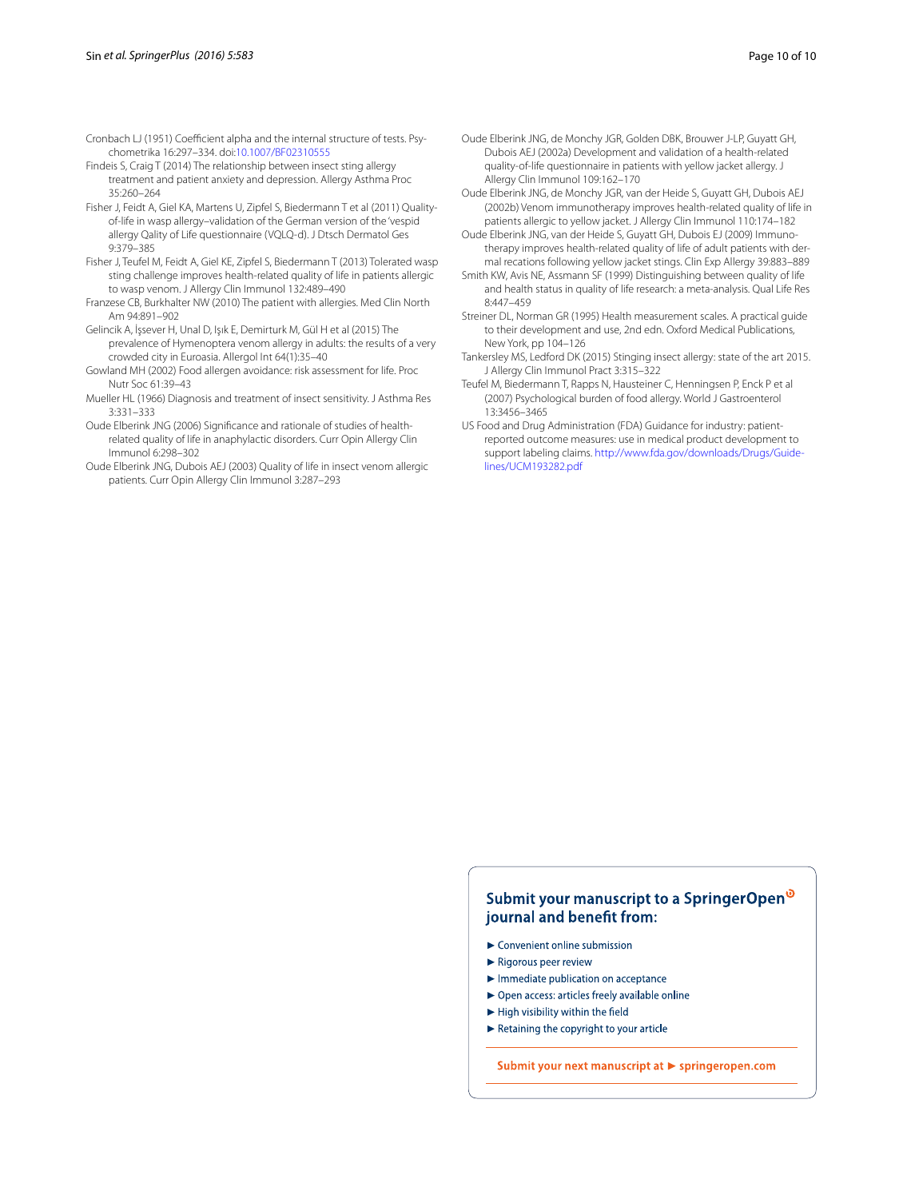Cronbach LJ (1951) Coefficient alpha and the internal structure of tests. Psychometrika 16:297–334. doi:10.1007/BF02310555

Findeis S, Craig T (2014) The relationship between insect sting allergy treatment and patient anxiety and depression. Allergy Asthma Proc 35:260–264

Fisher J, Feidt A, Giel KA, Martens U, Zipfel S, Biedermann T et al (2011) Quality-of-life in wasp allergy–validation of the German version of the 'vespid allergy Qality of Life questionnaire (VQLQ-d). J Dtsch Dermatol Ges 9:379–385

Fisher J, Teufel M, Feidt A, Giel KE, Zipfel S, Biedermann T (2013) Tolerated wasp sting challenge improves health-related quality of life in patients allergic to wasp venom. J Allergy Clin Immunol 132:489–490

Franzese CB, Burkhalter NW (2010) The patient with allergies. Med Clin North Am 94:891–902

Gelincik A, İşsever H, Unal D, Işık E, Demirturk M, Gül H et al (2015) The prevalence of Hymenoptera venom allergy in adults: the results of a very crowded city in Euroasia. Allergol Int 64(1):35–40

Gowland MH (2002) Food allergen avoidance: risk assessment for life. Proc Nutr Soc 61:39–43

Mueller HL (1966) Diagnosis and treatment of insect sensitivity. J Asthma Res 3:331–333

Oude Elberink JNG (2006) Significance and rationale of studies of health-related quality of life in anaphylactic disorders. Curr Opin Allergy Clin Immunol 6:298–302

Oude Elberink JNG, Dubois AEJ (2003) Quality of life in insect venom allergic patients. Curr Opin Allergy Clin Immunol 3:287–293

Oude Elberink JNG, de Monchy JGR, Golden DBK, Brouwer J-LP, Guyatt GH, Dubois AEJ (2002a) Development and validation of a health-related quality-of-life questionnaire in patients with yellow jacket allergy. J Allergy Clin Immunol 109:162–170

Oude Elberink JNG, de Monchy JGR, van der Heide S, Guyatt GH, Dubois AEJ (2002b) Venom immunotherapy improves health-related quality of life in patients allergic to yellow jacket. J Allergy Clin Immunol 110:174–182

Oude Elberink JNG, van der Heide S, Guyatt GH, Dubois EJ (2009) Immunotherapy improves health-related quality of life of adult patients with dermal recations following yellow jacket stings. Clin Exp Allergy 39:883–889

Smith KW, Avis NE, Assmann SF (1999) Distinguishing between quality of life and health status in quality of life research: a meta-analysis. Qual Life Res 8:447–459

Streiner DL, Norman GR (1995) Health measurement scales. A practical guide to their development and use, 2nd edn. Oxford Medical Publications, New York, pp 104–126

Tankersley MS, Ledford DK (2015) Stinging insect allergy: state of the art 2015. J Allergy Clin Immunol Pract 3:315–322

Teufel M, Biedermann T, Rapps N, Hausteiner C, Henningsen P, Enck P et al (2007) Psychological burden of food allergy. World J Gastroenterol 13:3456–3465

US Food and Drug Administration (FDA) Guidance for industry: patient-reported outcome measures: use in medical product development to support labeling claims. http://www.fda.gov/downloads/Drugs/Guidelines/UCM193282.pdf

**Submit your manuscript to a SpringerOpen journal and benefit from:**

- ► Convenient online submission
- ► Rigorous peer review
- ► Immediate publication on acceptance
- ► Open access: articles freely available online
- ► High visibility within the field
- ► Retaining the copyright to your article

**Submit your next manuscript at ► springeropen.com**